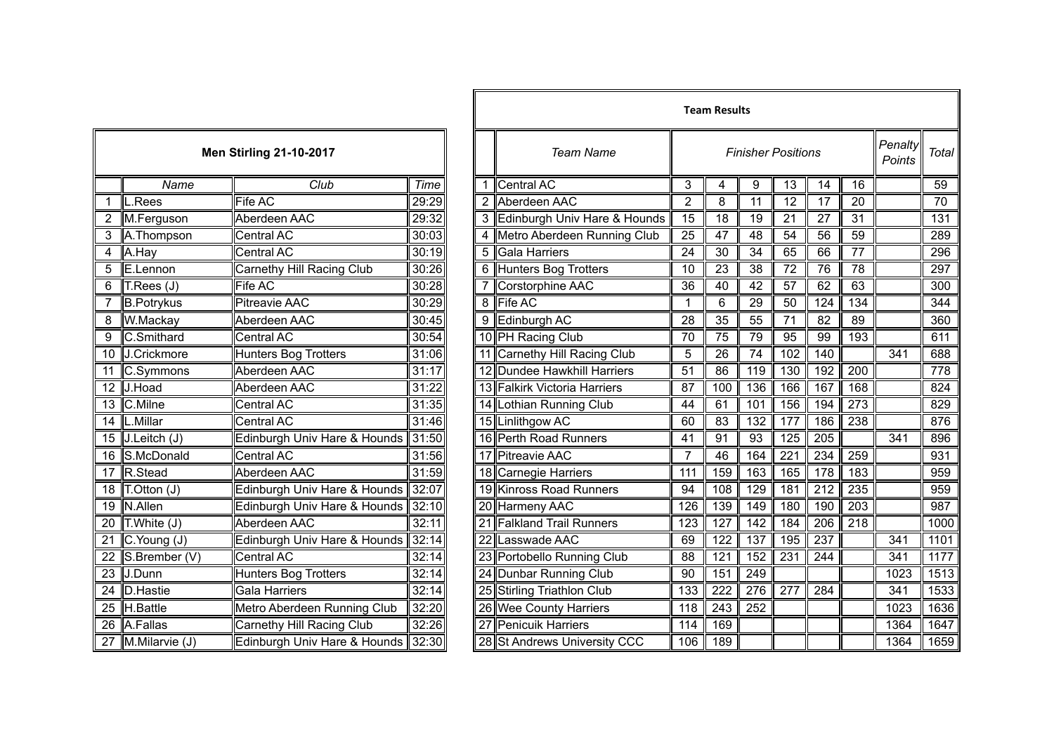## Men Stirling 21-10-2017

| | Name | Club | Time |
|---|---|---|---|
| 1 | L.Rees | Fife AC | 29:29 |
| 2 | M.Ferguson | Aberdeen AAC | 29:32 |
| 3 | A.Thompson | Central AC | 30:03 |
| 4 | A.Hay | Central AC | 30:19 |
| 5 | E.Lennon | Carnethy Hill Racing Club | 30:26 |
| 6 | T.Rees (J) | Fife AC | 30:28 |
| 7 | B.Potrykus | Pitreavie AAC | 30:29 |
| 8 | W.Mackay | Aberdeen AAC | 30:45 |
| 9 | C.Smithard | Central AC | 30:54 |
| 10 | J.Crickmore | Hunters Bog Trotters | 31:06 |
| 11 | C.Symmons | Aberdeen AAC | 31:17 |
| 12 | J.Hoad | Aberdeen AAC | 31:22 |
| 13 | C.Milne | Central AC | 31:35 |
| 14 | L.Millar | Central AC | 31:46 |
| 15 | J.Leitch (J) | Edinburgh Univ Hare & Hounds | 31:50 |
| 16 | S.McDonald | Central AC | 31:56 |
| 17 | R.Stead | Aberdeen AAC | 31:59 |
| 18 | T.Otton (J) | Edinburgh Univ Hare & Hounds | 32:07 |
| 19 | N.Allen | Edinburgh Univ Hare & Hounds | 32:10 |
| 20 | T.White (J) | Aberdeen AAC | 32:11 |
| 21 | C.Young (J) | Edinburgh Univ Hare & Hounds | 32:14 |
| 22 | S.Brember (V) | Central AC | 32:14 |
| 23 | J.Dunn | Hunters Bog Trotters | 32:14 |
| 24 | D.Hastie | Gala Harriers | 32:14 |
| 25 | H.Battle | Metro Aberdeen Running Club | 32:20 |
| 26 | A.Fallas | Carnethy Hill Racing Club | 32:26 |
| 27 | M.Milarvie (J) | Edinburgh Univ Hare & Hounds | 32:30 |

## Team Results

| | Team Name | Finisher Positions | | | | | | Penalty Points | Total |
|---|---|---|---|---|---|---|---|---|---|
| 1 | Central AC | 3 | 4 | 9 | 13 | 14 | 16 | | 59 |
| 2 | Aberdeen AAC | 2 | 8 | 11 | 12 | 17 | 20 | | 70 |
| 3 | Edinburgh Univ Hare & Hounds | 15 | 18 | 19 | 21 | 27 | 31 | | 131 |
| 4 | Metro Aberdeen Running Club | 25 | 47 | 48 | 54 | 56 | 59 | | 289 |
| 5 | Gala Harriers | 24 | 30 | 34 | 65 | 66 | 77 | | 296 |
| 6 | Hunters Bog Trotters | 10 | 23 | 38 | 72 | 76 | 78 | | 297 |
| 7 | Corstorphine AAC | 36 | 40 | 42 | 57 | 62 | 63 | | 300 |
| 8 | Fife AC | 1 | 6 | 29 | 50 | 124 | 134 | | 344 |
| 9 | Edinburgh AC | 28 | 35 | 55 | 71 | 82 | 89 | | 360 |
| 10 | PH Racing Club | 70 | 75 | 79 | 95 | 99 | 193 | | 611 |
| 11 | Carnethy Hill Racing Club | 5 | 26 | 74 | 102 | 140 | | 341 | 688 |
| 12 | Dundee Hawkhill Harriers | 51 | 86 | 119 | 130 | 192 | 200 | | 778 |
| 13 | Falkirk Victoria Harriers | 87 | 100 | 136 | 166 | 167 | 168 | | 824 |
| 14 | Lothian Running Club | 44 | 61 | 101 | 156 | 194 | 273 | | 829 |
| 15 | Linlithgow AC | 60 | 83 | 132 | 177 | 186 | 238 | | 876 |
| 16 | Perth Road Runners | 41 | 91 | 93 | 125 | 205 | | 341 | 896 |
| 17 | Pitreavie AAC | 7 | 46 | 164 | 221 | 234 | 259 | | 931 |
| 18 | Carnegie Harriers | 111 | 159 | 163 | 165 | 178 | 183 | | 959 |
| 19 | Kinross Road Runners | 94 | 108 | 129 | 181 | 212 | 235 | | 959 |
| 20 | Harmeny AAC | 126 | 139 | 149 | 180 | 190 | 203 | | 987 |
| 21 | Falkland Trail Runners | 123 | 127 | 142 | 184 | 206 | 218 | | 1000 |
| 22 | Lasswade AAC | 69 | 122 | 137 | 195 | 237 | | 341 | 1101 |
| 23 | Portobello Running Club | 88 | 121 | 152 | 231 | 244 | | 341 | 1177 |
| 24 | Dunbar Running Club | 90 | 151 | 249 | | | | 1023 | 1513 |
| 25 | Stirling Triathlon Club | 133 | 222 | 276 | 277 | 284 | | 341 | 1533 |
| 26 | Wee County Harriers | 118 | 243 | 252 | | | | 1023 | 1636 |
| 27 | Penicuik Harriers | 114 | 169 | | | | | 1364 | 1647 |
| 28 | St Andrews University CCC | 106 | 189 | | | | | 1364 | 1659 |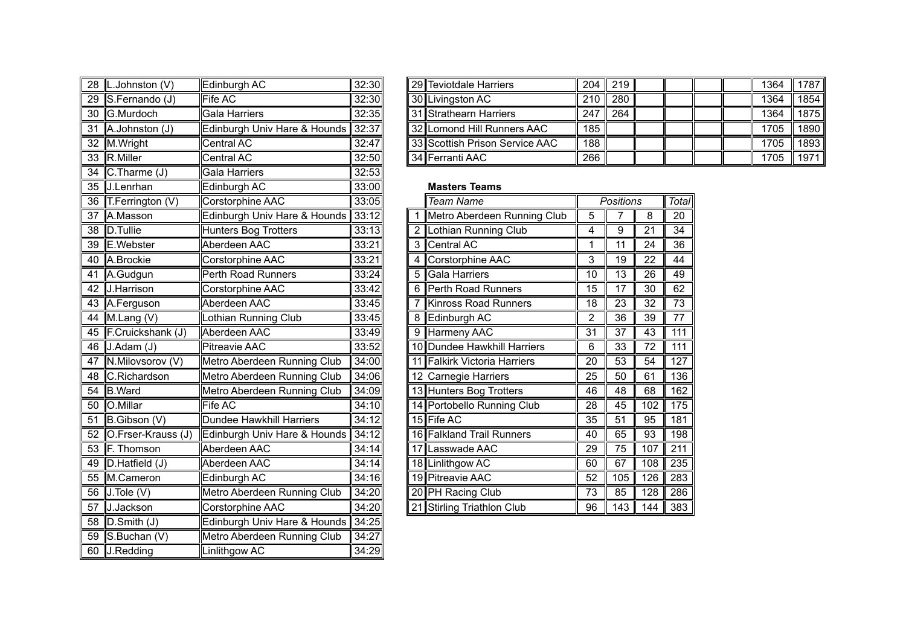| 28 | L.Johnston (V) | Edinburgh AC | 32:30 |
|---|---|---|---|
| 29 | S.Fernando (J) | Fife AC | 32:30 |
| 30 | G.Murdoch | Gala Harriers | 32:35 |
| 31 | A.Johnston (J) | Edinburgh Univ Hare & Hounds | 32:37 |
| 32 | M.Wright | Central AC | 32:47 |
| 33 | R.Miller | Central AC | 32:50 |
| 34 | C.Tharme (J) | Gala Harriers | 32:53 |
| 35 | J.Lenrhan | Edinburgh AC | 33:00 |
| 36 | T.Ferrington (V) | Corstorphine AAC | 33:05 |
| 37 | A.Masson | Edinburgh Univ Hare & Hounds | 33:12 |
| 38 | D.Tullie | Hunters Bog Trotters | 33:13 |
| 39 | E.Webster | Aberdeen AAC | 33:21 |
| 40 | A.Brockie | Corstorphine AAC | 33:21 |
| 41 | A.Gudgun | Perth Road Runners | 33:24 |
| 42 | J.Harrison | Corstorphine AAC | 33:42 |
| 43 | A.Ferguson | Aberdeen AAC | 33:45 |
| 44 | M.Lang (V) | Lothian Running Club | 33:45 |
| 45 | F.Cruickshank (J) | Aberdeen AAC | 33:49 |
| 46 | J.Adam (J) | Pitreavie AAC | 33:52 |
| 47 | N.Milovsorov (V) | Metro Aberdeen Running Club | 34:00 |
| 48 | C.Richardson | Metro Aberdeen Running Club | 34:06 |
| 54 | B.Ward | Metro Aberdeen Running Club | 34:09 |
| 50 | O.Millar | Fife AC | 34:10 |
| 51 | B.Gibson (V) | Dundee Hawkhill Harriers | 34:12 |
| 52 | O.Frser-Krauss (J) | Edinburgh Univ Hare & Hounds | 34:12 |
| 53 | F. Thomson | Aberdeen AAC | 34:14 |
| 49 | D.Hatfield (J) | Aberdeen AAC | 34:14 |
| 55 | M.Cameron | Edinburgh AC | 34:16 |
| 56 | J.Tole (V) | Metro Aberdeen Running Club | 34:20 |
| 57 | J.Jackson | Corstorphine AAC | 34:20 |
| 58 | D.Smith (J) | Edinburgh Univ Hare & Hounds | 34:25 |
| 59 | S.Buchan (V) | Metro Aberdeen Running Club | 34:27 |
| 60 | J.Redding | Linlithgow AC | 34:29 |

| 29 | Teviotdale Harriers | 204 | 219 | | | | | 1364 | 1787 |
|---|---|---|---|---|---|---|---|---|---|
| 30 | Livingston AC | 210 | 280 | | | | | 1364 | 1854 |
| 31 | Strathearn Harriers | 247 | 264 | | | | | 1364 | 1875 |
| 32 | Lomond Hill Runners AAC | 185 | | | | | | 1705 | 1890 |
| 33 | Scottish Prison Service AAC | 188 | | | | | | 1705 | 1893 |
| 34 | Ferranti AAC | 266 | | | | | | 1705 | 1971 |

**Masters Teams**

| | *Team Name* | *Positions* | | | *Total* |
|---|---|---|---|---|---|
| 1 | Metro Aberdeen Running Club | 5 | 7 | 8 | 20 |
| 2 | Lothian Running Club | 4 | 9 | 21 | 34 |
| 3 | Central AC | 1 | 11 | 24 | 36 |
| 4 | Corstorphine AAC | 3 | 19 | 22 | 44 |
| 5 | Gala Harriers | 10 | 13 | 26 | 49 |
| 6 | Perth Road Runners | 15 | 17 | 30 | 62 |
| 7 | Kinross Road Runners | 18 | 23 | 32 | 73 |
| 8 | Edinburgh AC | 2 | 36 | 39 | 77 |
| 9 | Harmeny AAC | 31 | 37 | 43 | 111 |
| 10 | Dundee Hawkhill Harriers | 6 | 33 | 72 | 111 |
| 11 | Falkirk Victoria Harriers | 20 | 53 | 54 | 127 |
| 12 | Carnegie Harriers | 25 | 50 | 61 | 136 |
| 13 | Hunters Bog Trotters | 46 | 48 | 68 | 162 |
| 14 | Portobello Running Club | 28 | 45 | 102 | 175 |
| 15 | Fife AC | 35 | 51 | 95 | 181 |
| 16 | Falkland Trail Runners | 40 | 65 | 93 | 198 |
| 17 | Lasswade AAC | 29 | 75 | 107 | 211 |
| 18 | Linlithgow AC | 60 | 67 | 108 | 235 |
| 19 | Pitreavie AAC | 52 | 105 | 126 | 283 |
| 20 | PH Racing Club | 73 | 85 | 128 | 286 |
| 21 | Stirling Triathlon Club | 96 | 143 | 144 | 383 |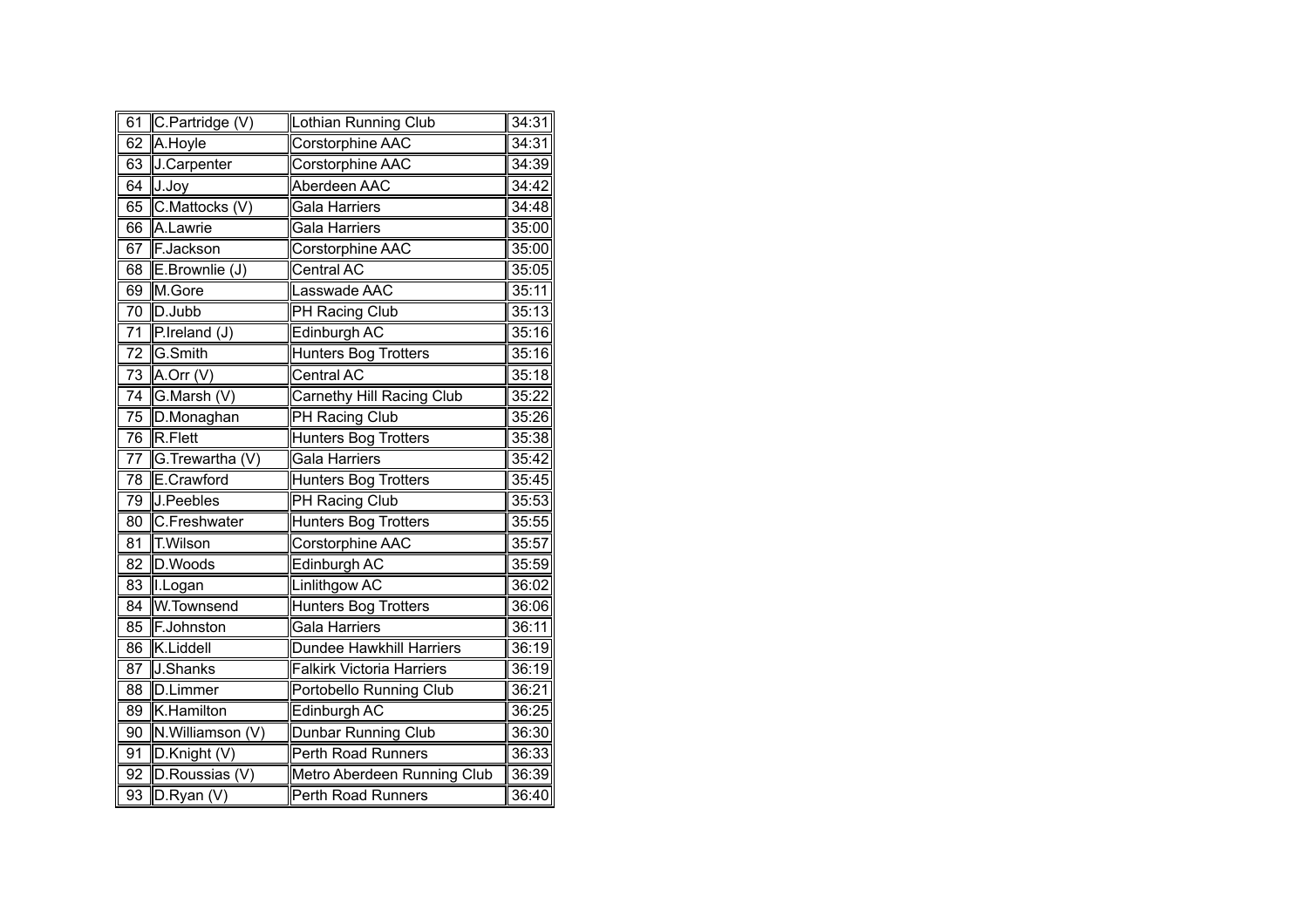| | | | |
|---|---|---|---|
| 61 | C.Partridge (V) | Lothian Running Club | 34:31 |
| 62 | A.Hoyle | Corstorphine AAC | 34:31 |
| 63 | J.Carpenter | Corstorphine AAC | 34:39 |
| 64 | J.Joy | Aberdeen AAC | 34:42 |
| 65 | C.Mattocks (V) | Gala Harriers | 34:48 |
| 66 | A.Lawrie | Gala Harriers | 35:00 |
| 67 | F.Jackson | Corstorphine AAC | 35:00 |
| 68 | E.Brownlie (J) | Central AC | 35:05 |
| 69 | M.Gore | Lasswade AAC | 35:11 |
| 70 | D.Jubb | PH Racing Club | 35:13 |
| 71 | P.Ireland (J) | Edinburgh AC | 35:16 |
| 72 | G.Smith | Hunters Bog Trotters | 35:16 |
| 73 | A.Orr (V) | Central AC | 35:18 |
| 74 | G.Marsh (V) | Carnethy Hill Racing Club | 35:22 |
| 75 | D.Monaghan | PH Racing Club | 35:26 |
| 76 | R.Flett | Hunters Bog Trotters | 35:38 |
| 77 | G.Trewartha (V) | Gala Harriers | 35:42 |
| 78 | E.Crawford | Hunters Bog Trotters | 35:45 |
| 79 | J.Peebles | PH Racing Club | 35:53 |
| 80 | C.Freshwater | Hunters Bog Trotters | 35:55 |
| 81 | T.Wilson | Corstorphine AAC | 35:57 |
| 82 | D.Woods | Edinburgh AC | 35:59 |
| 83 | I.Logan | Linlithgow AC | 36:02 |
| 84 | W.Townsend | Hunters Bog Trotters | 36:06 |
| 85 | F.Johnston | Gala Harriers | 36:11 |
| 86 | K.Liddell | Dundee Hawkhill Harriers | 36:19 |
| 87 | J.Shanks | Falkirk Victoria Harriers | 36:19 |
| 88 | D.Limmer | Portobello Running Club | 36:21 |
| 89 | K.Hamilton | Edinburgh AC | 36:25 |
| 90 | N.Williamson (V) | Dunbar Running Club | 36:30 |
| 91 | D.Knight (V) | Perth Road Runners | 36:33 |
| 92 | D.Roussias (V) | Metro Aberdeen Running Club | 36:39 |
| 93 | D.Ryan (V) | Perth Road Runners | 36:40 |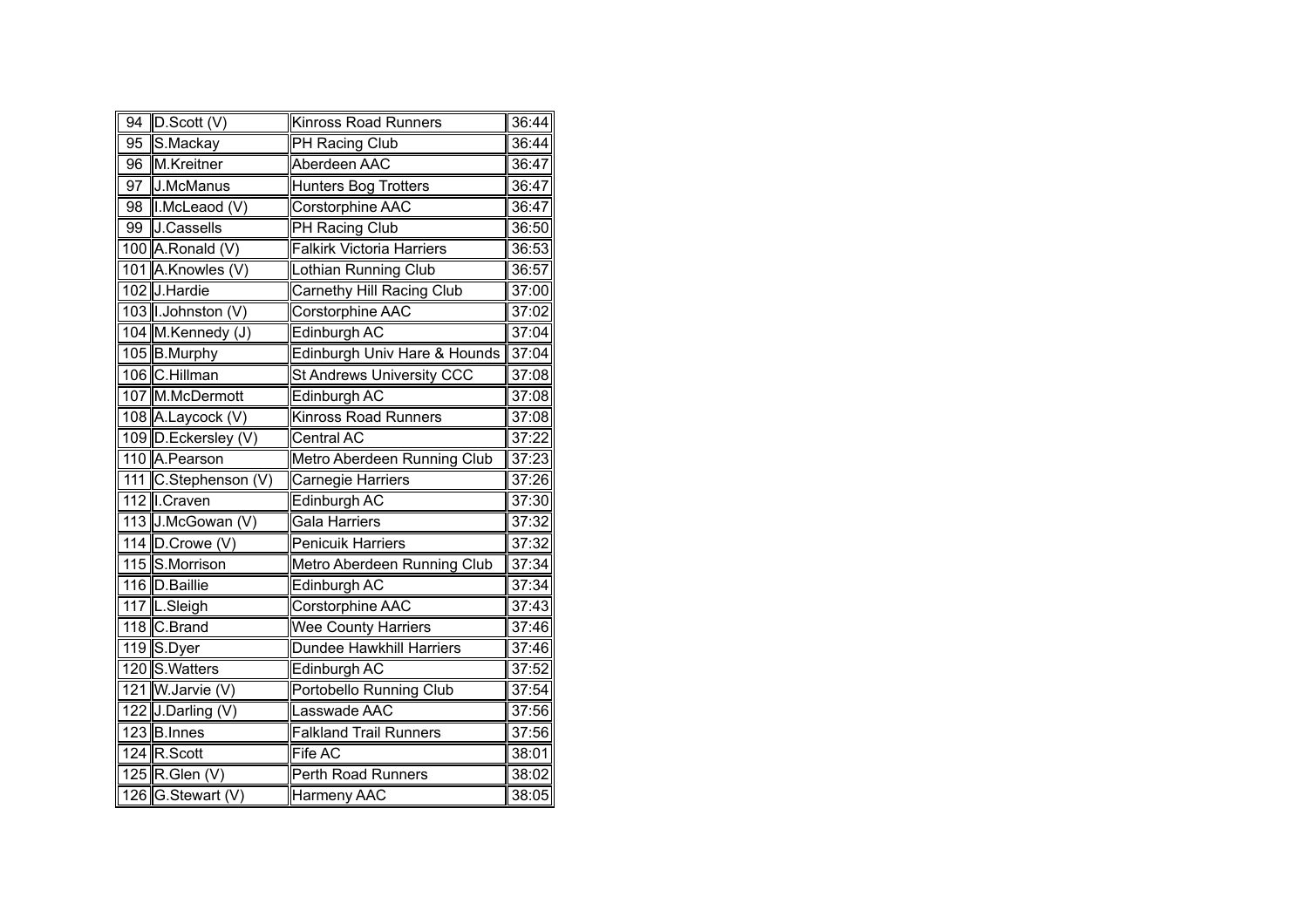| 94 | D.Scott (V) | Kinross Road Runners | 36:44 |
|---|---|---|---|
| 95 | S.Mackay | PH Racing Club | 36:44 |
| 96 | M.Kreitner | Aberdeen AAC | 36:47 |
| 97 | J.McManus | Hunters Bog Trotters | 36:47 |
| 98 | I.McLeaod (V) | Corstorphine AAC | 36:47 |
| 99 | J.Cassells | PH Racing Club | 36:50 |
| 100 | A.Ronald (V) | Falkirk Victoria Harriers | 36:53 |
| 101 | A.Knowles (V) | Lothian Running Club | 36:57 |
| 102 | J.Hardie | Carnethy Hill Racing Club | 37:00 |
| 103 | I.Johnston (V) | Corstorphine AAC | 37:02 |
| 104 | M.Kennedy (J) | Edinburgh AC | 37:04 |
| 105 | B.Murphy | Edinburgh Univ Hare & Hounds | 37:04 |
| 106 | C.Hillman | St Andrews University CCC | 37:08 |
| 107 | M.McDermott | Edinburgh AC | 37:08 |
| 108 | A.Laycock (V) | Kinross Road Runners | 37:08 |
| 109 | D.Eckersley (V) | Central AC | 37:22 |
| 110 | A.Pearson | Metro Aberdeen Running Club | 37:23 |
| 111 | C.Stephenson (V) | Carnegie Harriers | 37:26 |
| 112 | I.Craven | Edinburgh AC | 37:30 |
| 113 | J.McGowan (V) | Gala Harriers | 37:32 |
| 114 | D.Crowe (V) | Penicuik Harriers | 37:32 |
| 115 | S.Morrison | Metro Aberdeen Running Club | 37:34 |
| 116 | D.Baillie | Edinburgh AC | 37:34 |
| 117 | L.Sleigh | Corstorphine AAC | 37:43 |
| 118 | C.Brand | Wee County Harriers | 37:46 |
| 119 | S.Dyer | Dundee Hawkhill Harriers | 37:46 |
| 120 | S.Watters | Edinburgh AC | 37:52 |
| 121 | W.Jarvie (V) | Portobello Running Club | 37:54 |
| 122 | J.Darling (V) | Lasswade AAC | 37:56 |
| 123 | B.Innes | Falkland Trail Runners | 37:56 |
| 124 | R.Scott | Fife AC | 38:01 |
| 125 | R.Glen (V) | Perth Road Runners | 38:02 |
| 126 | G.Stewart (V) | Harmeny AAC | 38:05 |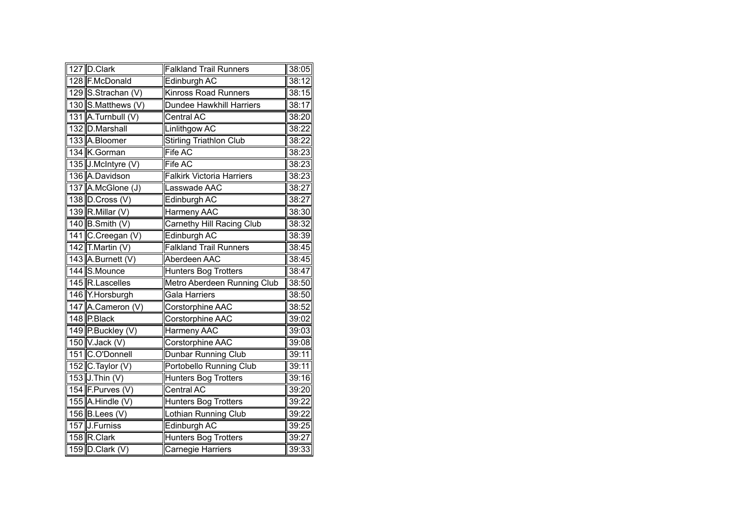| | | | |
|---|---|---|---|
| 127 | D.Clark | Falkland Trail Runners | 38:05 |
| 128 | F.McDonald | Edinburgh AC | 38:12 |
| 129 | S.Strachan (V) | Kinross Road Runners | 38:15 |
| 130 | S.Matthews (V) | Dundee Hawkhill Harriers | 38:17 |
| 131 | A.Turnbull (V) | Central AC | 38:20 |
| 132 | D.Marshall | Linlithgow AC | 38:22 |
| 133 | A.Bloomer | Stirling Triathlon Club | 38:22 |
| 134 | K.Gorman | Fife AC | 38:23 |
| 135 | J.McIntyre (V) | Fife AC | 38:23 |
| 136 | A.Davidson | Falkirk Victoria Harriers | 38:23 |
| 137 | A.McGlone (J) | Lasswade AAC | 38:27 |
| 138 | D.Cross (V) | Edinburgh AC | 38:27 |
| 139 | R.Millar (V) | Harmeny AAC | 38:30 |
| 140 | B.Smith (V) | Carnethy Hill Racing Club | 38:32 |
| 141 | C.Creegan (V) | Edinburgh AC | 38:39 |
| 142 | T.Martin (V) | Falkland Trail Runners | 38:45 |
| 143 | A.Burnett (V) | Aberdeen AAC | 38:45 |
| 144 | S.Mounce | Hunters Bog Trotters | 38:47 |
| 145 | R.Lascelles | Metro Aberdeen Running Club | 38:50 |
| 146 | Y.Horsburgh | Gala Harriers | 38:50 |
| 147 | A.Cameron (V) | Corstorphine AAC | 38:52 |
| 148 | P.Black | Corstorphine AAC | 39:02 |
| 149 | P.Buckley (V) | Harmeny AAC | 39:03 |
| 150 | V.Jack (V) | Corstorphine AAC | 39:08 |
| 151 | C.O'Donnell | Dunbar Running Club | 39:11 |
| 152 | C.Taylor (V) | Portobello Running Club | 39:11 |
| 153 | J.Thin (V) | Hunters Bog Trotters | 39:16 |
| 154 | F.Purves (V) | Central AC | 39:20 |
| 155 | A.Hindle (V) | Hunters Bog Trotters | 39:22 |
| 156 | B.Lees (V) | Lothian Running Club | 39:22 |
| 157 | J.Furniss | Edinburgh AC | 39:25 |
| 158 | R.Clark | Hunters Bog Trotters | 39:27 |
| 159 | D.Clark (V) | Carnegie Harriers | 39:33 |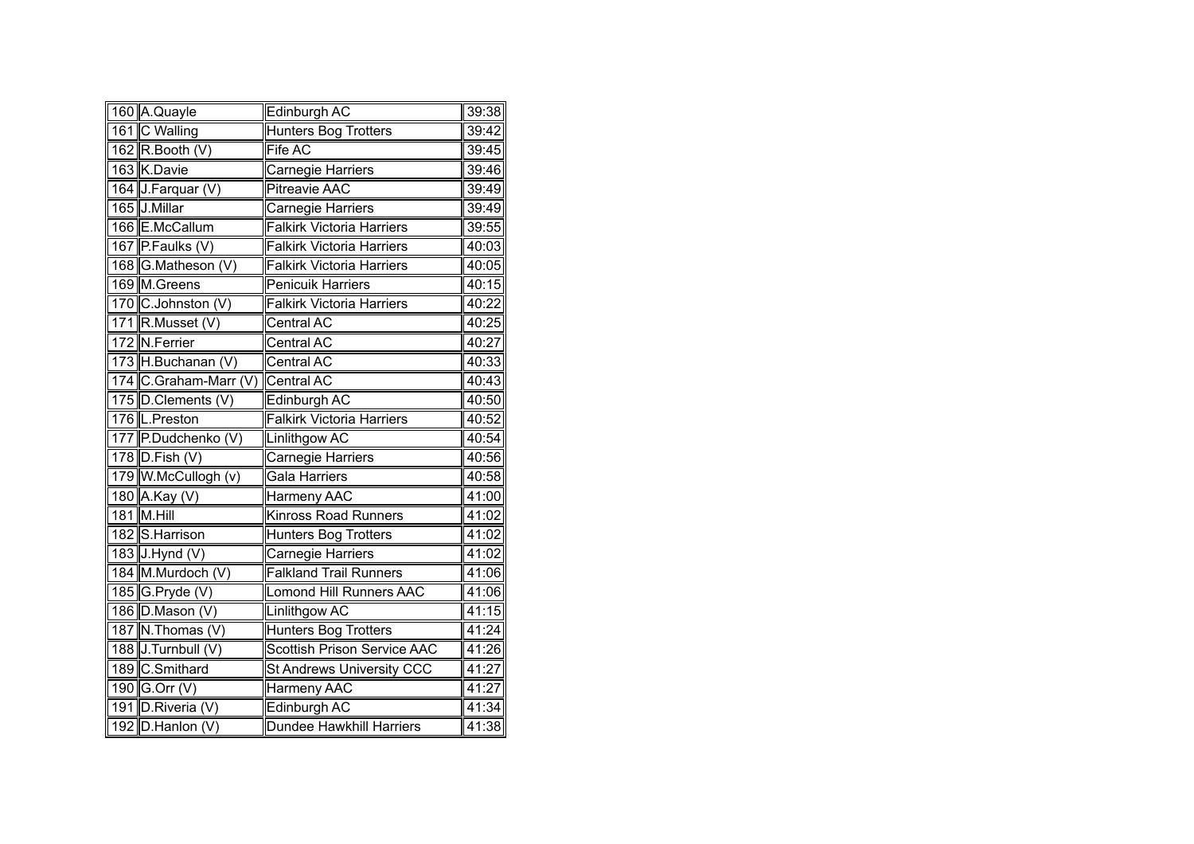| | | | |
|---|---|---|---|
| 160 | A.Quayle | Edinburgh AC | 39:38 |
| 161 | C Walling | Hunters Bog Trotters | 39:42 |
| 162 | R.Booth (V) | Fife AC | 39:45 |
| 163 | K.Davie | Carnegie Harriers | 39:46 |
| 164 | J.Farquar (V) | Pitreavie AAC | 39:49 |
| 165 | J.Millar | Carnegie Harriers | 39:49 |
| 166 | E.McCallum | Falkirk Victoria Harriers | 39:55 |
| 167 | P.Faulks (V) | Falkirk Victoria Harriers | 40:03 |
| 168 | G.Matheson (V) | Falkirk Victoria Harriers | 40:05 |
| 169 | M.Greens | Penicuik Harriers | 40:15 |
| 170 | C.Johnston (V) | Falkirk Victoria Harriers | 40:22 |
| 171 | R.Musset (V) | Central AC | 40:25 |
| 172 | N.Ferrier | Central AC | 40:27 |
| 173 | H.Buchanan (V) | Central AC | 40:33 |
| 174 | C.Graham-Marr (V) | Central AC | 40:43 |
| 175 | D.Clements (V) | Edinburgh AC | 40:50 |
| 176 | L.Preston | Falkirk Victoria Harriers | 40:52 |
| 177 | P.Dudchenko (V) | Linlithgow AC | 40:54 |
| 178 | D.Fish (V) | Carnegie Harriers | 40:56 |
| 179 | W.McCullogh (v) | Gala Harriers | 40:58 |
| 180 | A.Kay (V) | Harmeny AAC | 41:00 |
| 181 | M.Hill | Kinross Road Runners | 41:02 |
| 182 | S.Harrison | Hunters Bog Trotters | 41:02 |
| 183 | J.Hynd (V) | Carnegie Harriers | 41:02 |
| 184 | M.Murdoch (V) | Falkland Trail Runners | 41:06 |
| 185 | G.Pryde (V) | Lomond Hill Runners AAC | 41:06 |
| 186 | D.Mason (V) | Linlithgow AC | 41:15 |
| 187 | N.Thomas (V) | Hunters Bog Trotters | 41:24 |
| 188 | J.Turnbull (V) | Scottish Prison Service AAC | 41:26 |
| 189 | C.Smithard | St Andrews University CCC | 41:27 |
| 190 | G.Orr (V) | Harmeny AAC | 41:27 |
| 191 | D.Riveria (V) | Edinburgh AC | 41:34 |
| 192 | D.Hanlon (V) | Dundee Hawkhill Harriers | 41:38 |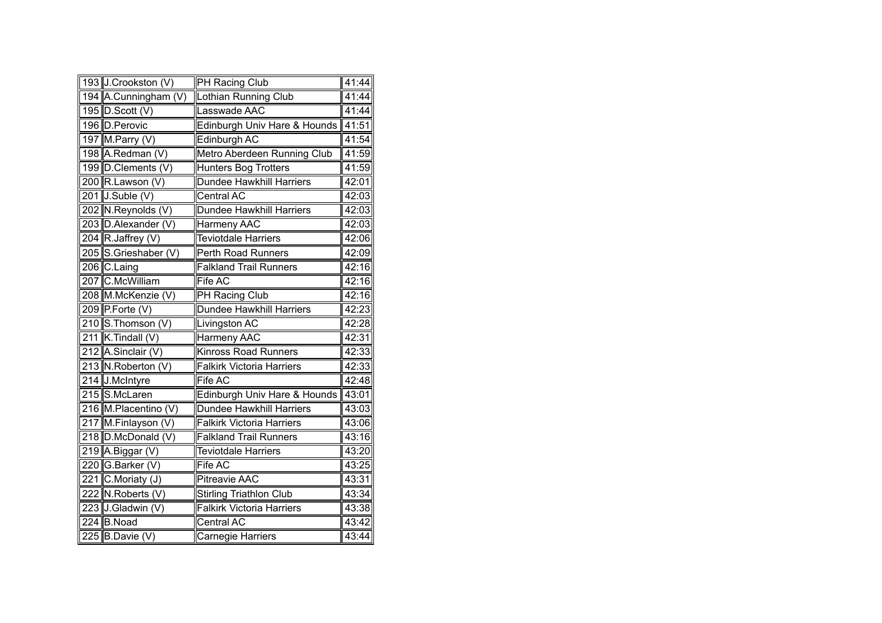| | | | |
|---|---|---|---|
| 193 | J.Crookston (V) | PH Racing Club | 41:44 |
| 194 | A.Cunningham (V) | Lothian Running Club | 41:44 |
| 195 | D.Scott (V) | Lasswade AAC | 41:44 |
| 196 | D.Perovic | Edinburgh Univ Hare & Hounds | 41:51 |
| 197 | M.Parry (V) | Edinburgh AC | 41:54 |
| 198 | A.Redman (V) | Metro Aberdeen Running Club | 41:59 |
| 199 | D.Clements (V) | Hunters Bog Trotters | 41:59 |
| 200 | R.Lawson (V) | Dundee Hawkhill Harriers | 42:01 |
| 201 | J.Suble (V) | Central AC | 42:03 |
| 202 | N.Reynolds (V) | Dundee Hawkhill Harriers | 42:03 |
| 203 | D.Alexander (V) | Harmeny AAC | 42:03 |
| 204 | R.Jaffrey (V) | Teviotdale Harriers | 42:06 |
| 205 | S.Grieshaber (V) | Perth Road Runners | 42:09 |
| 206 | C.Laing | Falkland Trail Runners | 42:16 |
| 207 | C.McWilliam | Fife AC | 42:16 |
| 208 | M.McKenzie (V) | PH Racing Club | 42:16 |
| 209 | P.Forte (V) | Dundee Hawkhill Harriers | 42:23 |
| 210 | S.Thomson (V) | Livingston AC | 42:28 |
| 211 | K.Tindall (V) | Harmeny AAC | 42:31 |
| 212 | A.Sinclair (V) | Kinross Road Runners | 42:33 |
| 213 | N.Roberton (V) | Falkirk Victoria Harriers | 42:33 |
| 214 | J.McIntyre | Fife AC | 42:48 |
| 215 | S.McLaren | Edinburgh Univ Hare & Hounds | 43:01 |
| 216 | M.Placentino (V) | Dundee Hawkhill Harriers | 43:03 |
| 217 | M.Finlayson (V) | Falkirk Victoria Harriers | 43:06 |
| 218 | D.McDonald (V) | Falkland Trail Runners | 43:16 |
| 219 | A.Biggar (V) | Teviotdale Harriers | 43:20 |
| 220 | G.Barker (V) | Fife AC | 43:25 |
| 221 | C.Moriaty (J) | Pitreavie AAC | 43:31 |
| 222 | N.Roberts (V) | Stirling Triathlon Club | 43:34 |
| 223 | J.Gladwin (V) | Falkirk Victoria Harriers | 43:38 |
| 224 | B.Noad | Central AC | 43:42 |
| 225 | B.Davie (V) | Carnegie Harriers | 43:44 |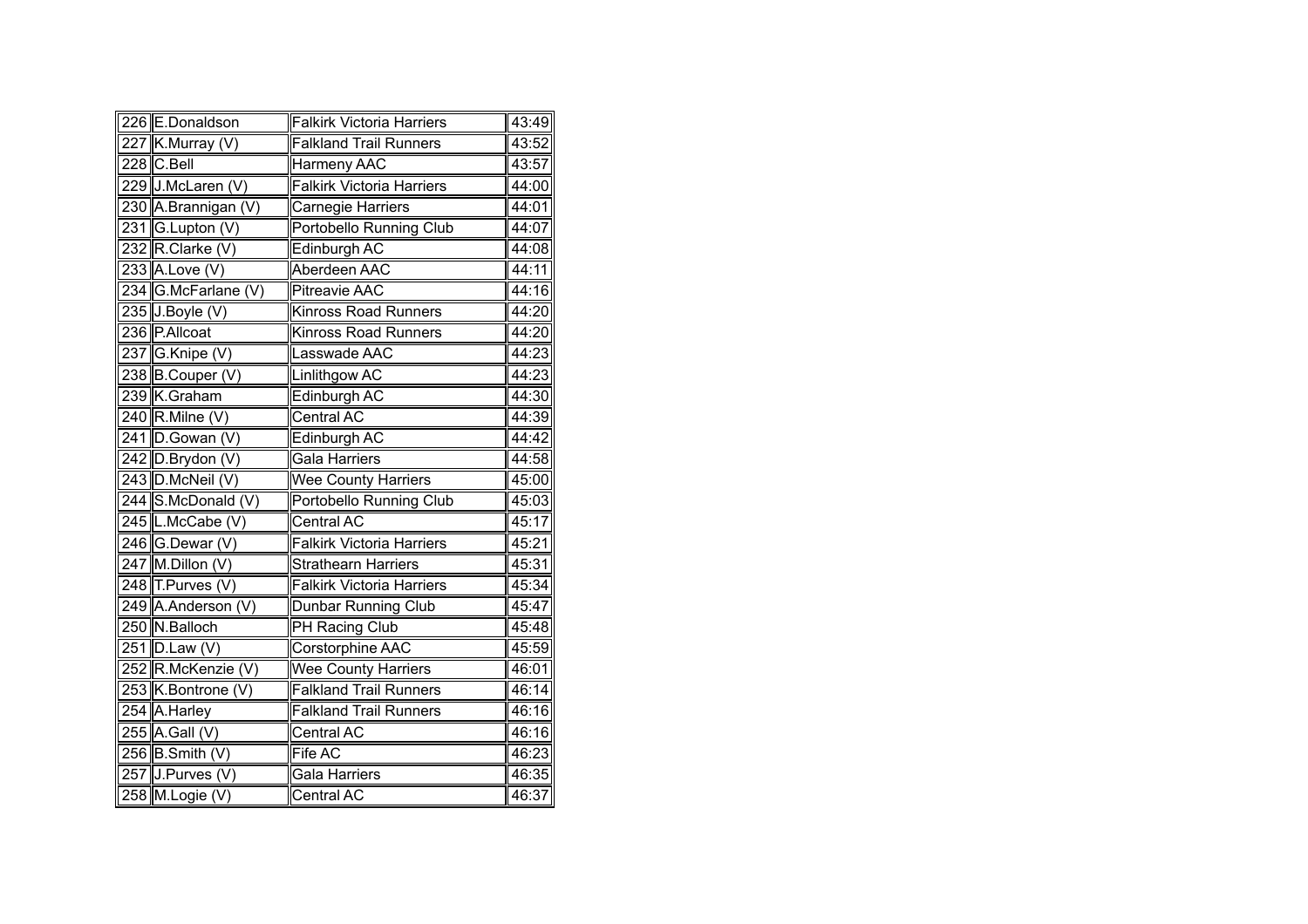| | | | |
|---|---|---|---|
| 226 | E.Donaldson | Falkirk Victoria Harriers | 43:49 |
| 227 | K.Murray (V) | Falkland Trail Runners | 43:52 |
| 228 | C.Bell | Harmeny AAC | 43:57 |
| 229 | J.McLaren (V) | Falkirk Victoria Harriers | 44:00 |
| 230 | A.Brannigan (V) | Carnegie Harriers | 44:01 |
| 231 | G.Lupton (V) | Portobello Running Club | 44:07 |
| 232 | R.Clarke (V) | Edinburgh AC | 44:08 |
| 233 | A.Love (V) | Aberdeen AAC | 44:11 |
| 234 | G.McFarlane (V) | Pitreavie AAC | 44:16 |
| 235 | J.Boyle (V) | Kinross Road Runners | 44:20 |
| 236 | P.Allcoat | Kinross Road Runners | 44:20 |
| 237 | G.Knipe (V) | Lasswade AAC | 44:23 |
| 238 | B.Couper (V) | Linlithgow AC | 44:23 |
| 239 | K.Graham | Edinburgh AC | 44:30 |
| 240 | R.Milne (V) | Central AC | 44:39 |
| 241 | D.Gowan (V) | Edinburgh AC | 44:42 |
| 242 | D.Brydon (V) | Gala Harriers | 44:58 |
| 243 | D.McNeil (V) | Wee County Harriers | 45:00 |
| 244 | S.McDonald (V) | Portobello Running Club | 45:03 |
| 245 | L.McCabe (V) | Central AC | 45:17 |
| 246 | G.Dewar (V) | Falkirk Victoria Harriers | 45:21 |
| 247 | M.Dillon (V) | Strathearn Harriers | 45:31 |
| 248 | T.Purves (V) | Falkirk Victoria Harriers | 45:34 |
| 249 | A.Anderson (V) | Dunbar Running Club | 45:47 |
| 250 | N.Balloch | PH Racing Club | 45:48 |
| 251 | D.Law (V) | Corstorphine AAC | 45:59 |
| 252 | R.McKenzie (V) | Wee County Harriers | 46:01 |
| 253 | K.Bontrone (V) | Falkland Trail Runners | 46:14 |
| 254 | A.Harley | Falkland Trail Runners | 46:16 |
| 255 | A.Gall (V) | Central AC | 46:16 |
| 256 | B.Smith (V) | Fife AC | 46:23 |
| 257 | J.Purves (V) | Gala Harriers | 46:35 |
| 258 | M.Logie (V) | Central AC | 46:37 |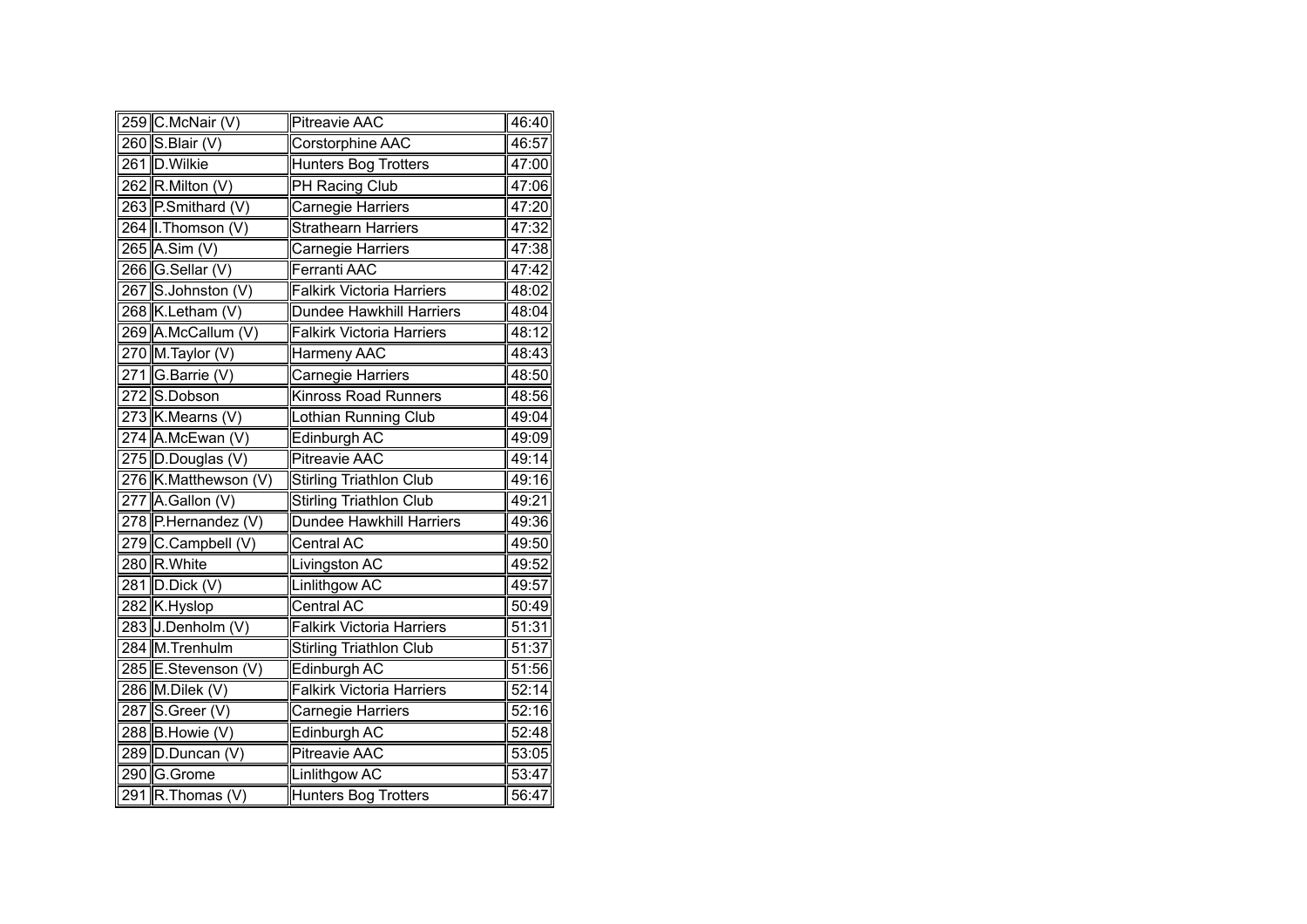| | | | |
|---|---|---|---|
| 259 | C.McNair (V) | Pitreavie AAC | 46:40 |
| 260 | S.Blair (V) | Corstorphine AAC | 46:57 |
| 261 | D.Wilkie | Hunters Bog Trotters | 47:00 |
| 262 | R.Milton (V) | PH Racing Club | 47:06 |
| 263 | P.Smithard (V) | Carnegie Harriers | 47:20 |
| 264 | I.Thomson (V) | Strathearn Harriers | 47:32 |
| 265 | A.Sim (V) | Carnegie Harriers | 47:38 |
| 266 | G.Sellar (V) | Ferranti AAC | 47:42 |
| 267 | S.Johnston (V) | Falkirk Victoria Harriers | 48:02 |
| 268 | K.Letham (V) | Dundee Hawkhill Harriers | 48:04 |
| 269 | A.McCallum (V) | Falkirk Victoria Harriers | 48:12 |
| 270 | M.Taylor (V) | Harmeny AAC | 48:43 |
| 271 | G.Barrie (V) | Carnegie Harriers | 48:50 |
| 272 | S.Dobson | Kinross Road Runners | 48:56 |
| 273 | K.Mearns (V) | Lothian Running Club | 49:04 |
| 274 | A.McEwan (V) | Edinburgh AC | 49:09 |
| 275 | D.Douglas (V) | Pitreavie AAC | 49:14 |
| 276 | K.Matthewson (V) | Stirling Triathlon Club | 49:16 |
| 277 | A.Gallon (V) | Stirling Triathlon Club | 49:21 |
| 278 | P.Hernandez (V) | Dundee Hawkhill Harriers | 49:36 |
| 279 | C.Campbell (V) | Central AC | 49:50 |
| 280 | R.White | Livingston AC | 49:52 |
| 281 | D.Dick (V) | Linlithgow AC | 49:57 |
| 282 | K.Hyslop | Central AC | 50:49 |
| 283 | J.Denholm (V) | Falkirk Victoria Harriers | 51:31 |
| 284 | M.Trenhulm | Stirling Triathlon Club | 51:37 |
| 285 | E.Stevenson (V) | Edinburgh AC | 51:56 |
| 286 | M.Dilek (V) | Falkirk Victoria Harriers | 52:14 |
| 287 | S.Greer (V) | Carnegie Harriers | 52:16 |
| 288 | B.Howie (V) | Edinburgh AC | 52:48 |
| 289 | D.Duncan (V) | Pitreavie AAC | 53:05 |
| 290 | G.Grome | Linlithgow AC | 53:47 |
| 291 | R.Thomas (V) | Hunters Bog Trotters | 56:47 |